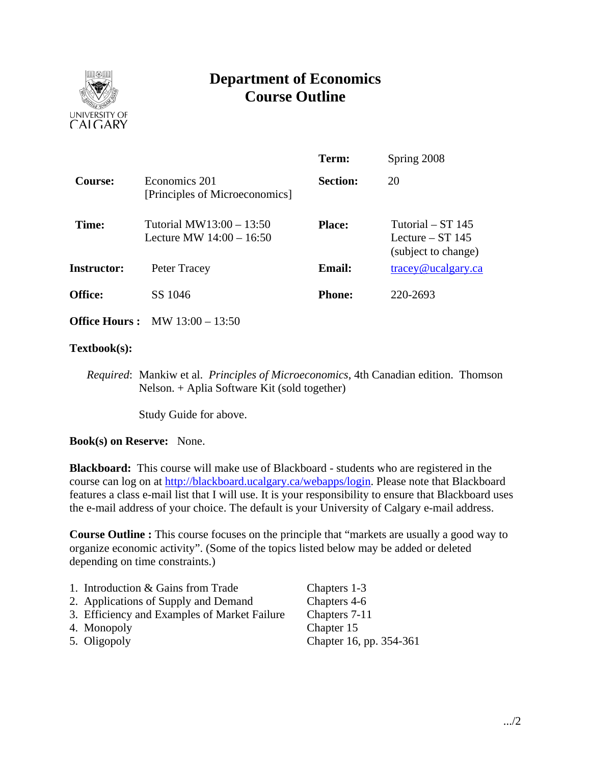UNIVERSITY OF CALGARY

# Department of Economics
# Course Outline

| | | | |
|---|---|---|---|
| | | **Term:** | Spring 2008 |
| **Course:** | Economics 201 [Principles of Microeconomics] | **Section:** | 20 |
| **Time:** | Tutorial MW13:00 – 13:50<br>Lecture MW 14:00 – 16:50 | **Place:** | Tutorial – ST 145<br>Lecture – ST 145<br>(subject to change) |
| **Instructor:** | Peter Tracey | **Email:** | tracey@ucalgary.ca |
| **Office:** | SS 1046 | **Phone:** | 220-2693 |
| **Office Hours :** | MW 13:00 – 13:50 | | |

**Textbook(s):**

*Required*: Mankiw et al. *Principles of Microeconomics*, 4th Canadian edition. Thomson Nelson. + Aplia Software Kit (sold together)

Study Guide for above.

**Book(s) on Reserve:** None.

**Blackboard:** This course will make use of Blackboard - students who are registered in the course can log on at http://blackboard.ucalgary.ca/webapps/login. Please note that Blackboard features a class e-mail list that I will use. It is your responsibility to ensure that Blackboard uses the e-mail address of your choice. The default is your University of Calgary e-mail address.

**Course Outline :** This course focuses on the principle that "markets are usually a good way to organize economic activity". (Some of the topics listed below may be added or deleted depending on time constraints.)

| | |
|---|---|
| 1. Introduction & Gains from Trade | Chapters 1-3 |
| 2. Applications of Supply and Demand | Chapters 4-6 |
| 3. Efficiency and Examples of Market Failure | Chapters 7-11 |
| 4. Monopoly | Chapter 15 |
| 5. Oligopoly | Chapter 16, pp. 354-361 |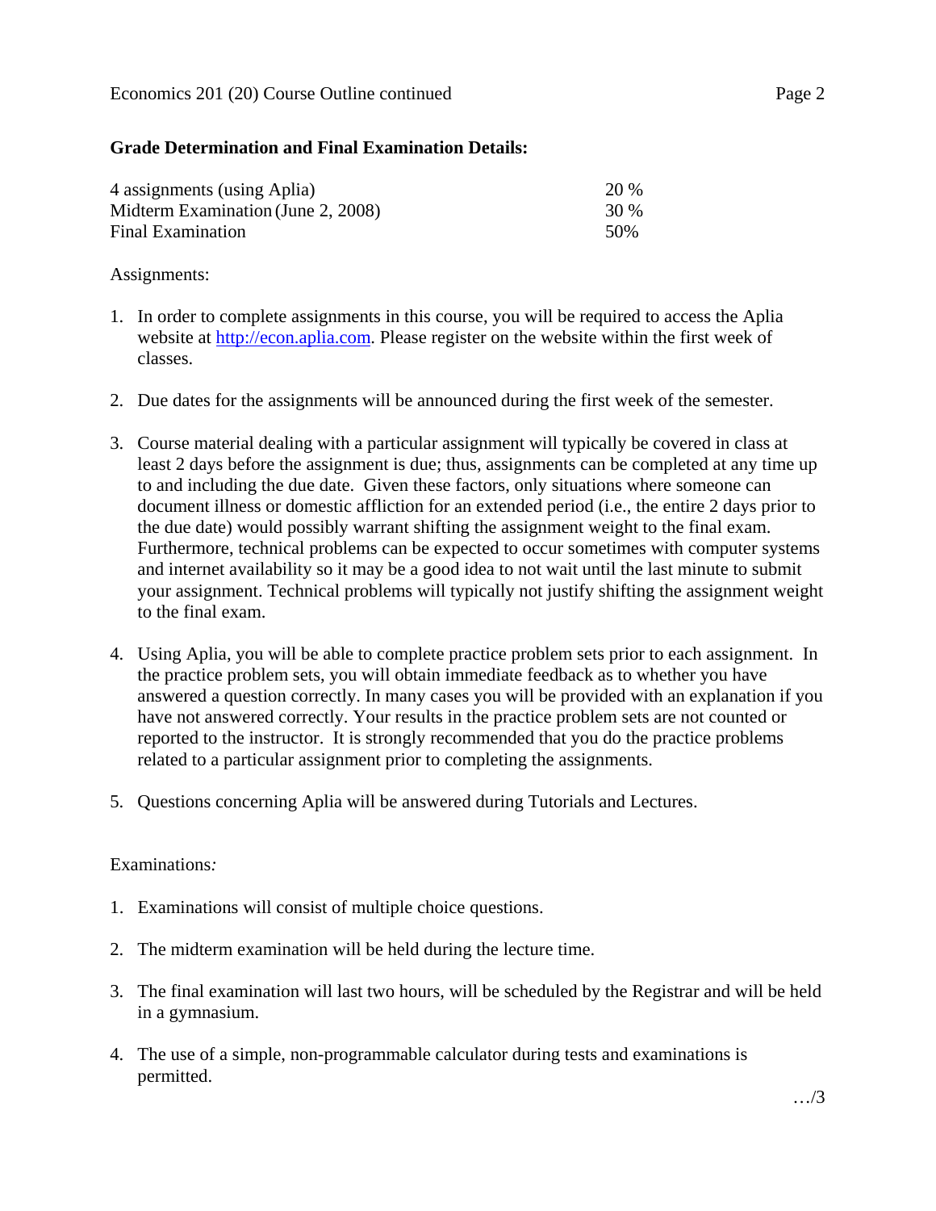## Grade Determination and Final Examination Details:

| | |
|---|---|
| 4 assignments (using Aplia) | 20 % |
| Midterm Examination (June 2, 2008) | 30 % |
| Final Examination | 50% |

Assignments:

1. In order to complete assignments in this course, you will be required to access the Aplia website at http://econ.aplia.com. Please register on the website within the first week of classes.

2. Due dates for the assignments will be announced during the first week of the semester.

3. Course material dealing with a particular assignment will typically be covered in class at least 2 days before the assignment is due; thus, assignments can be completed at any time up to and including the due date. Given these factors, only situations where someone can document illness or domestic affliction for an extended period (i.e., the entire 2 days prior to the due date) would possibly warrant shifting the assignment weight to the final exam. Furthermore, technical problems can be expected to occur sometimes with computer systems and internet availability so it may be a good idea to not wait until the last minute to submit your assignment. Technical problems will typically not justify shifting the assignment weight to the final exam.

4. Using Aplia, you will be able to complete practice problem sets prior to each assignment. In the practice problem sets, you will obtain immediate feedback as to whether you have answered a question correctly. In many cases you will be provided with an explanation if you have not answered correctly. Your results in the practice problem sets are not counted or reported to the instructor. It is strongly recommended that you do the practice problems related to a particular assignment prior to completing the assignments.

5. Questions concerning Aplia will be answered during Tutorials and Lectures.

Examinations*:*

1. Examinations will consist of multiple choice questions.

2. The midterm examination will be held during the lecture time.

3. The final examination will last two hours, will be scheduled by the Registrar and will be held in a gymnasium.

4. The use of a simple, non-programmable calculator during tests and examinations is permitted.

…/3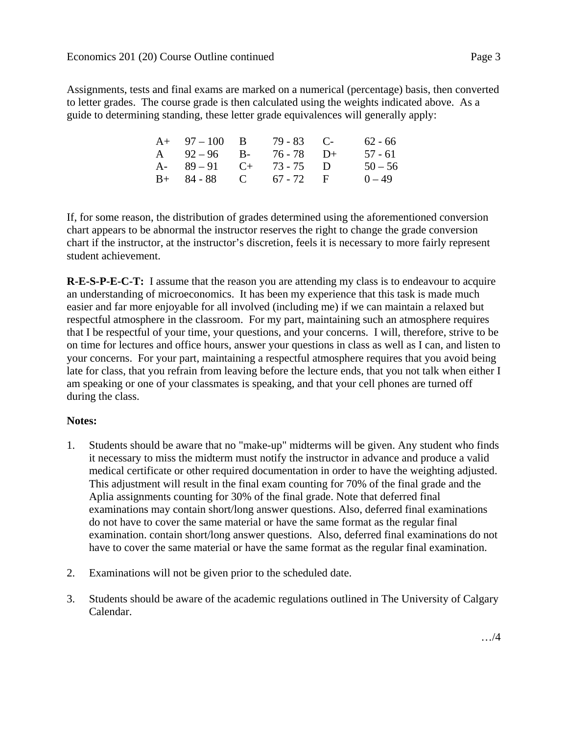Assignments, tests and final exams are marked on a numerical (percentage) basis, then converted to letter grades. The course grade is then calculated using the weights indicated above. As a guide to determining standing, these letter grade equivalences will generally apply:

| | | | | | |
|---|---|---|---|---|---|
| A+ | 97 – 100 | B | 79 - 83 | C- | 62 - 66 |
| A | 92 – 96 | B- | 76 - 78 | D+ | 57 - 61 |
| A- | 89 – 91 | C+ | 73 - 75 | D | 50 – 56 |
| B+ | 84 - 88 | C | 67 - 72 | F | 0 – 49 |

If, for some reason, the distribution of grades determined using the aforementioned conversion chart appears to be abnormal the instructor reserves the right to change the grade conversion chart if the instructor, at the instructor's discretion, feels it is necessary to more fairly represent student achievement.

**R-E-S-P-E-C-T:** I assume that the reason you are attending my class is to endeavour to acquire an understanding of microeconomics. It has been my experience that this task is made much easier and far more enjoyable for all involved (including me) if we can maintain a relaxed but respectful atmosphere in the classroom. For my part, maintaining such an atmosphere requires that I be respectful of your time, your questions, and your concerns. I will, therefore, strive to be on time for lectures and office hours, answer your questions in class as well as I can, and listen to your concerns. For your part, maintaining a respectful atmosphere requires that you avoid being late for class, that you refrain from leaving before the lecture ends, that you not talk when either I am speaking or one of your classmates is speaking, and that your cell phones are turned off during the class.

**Notes:**

1. Students should be aware that no "make-up" midterms will be given. Any student who finds it necessary to miss the midterm must notify the instructor in advance and produce a valid medical certificate or other required documentation in order to have the weighting adjusted. This adjustment will result in the final exam counting for 70% of the final grade and the Aplia assignments counting for 30% of the final grade. Note that deferred final examinations may contain short/long answer questions. Also, deferred final examinations do not have to cover the same material or have the same format as the regular final examination. contain short/long answer questions. Also, deferred final examinations do not have to cover the same material or have the same format as the regular final examination.

2. Examinations will not be given prior to the scheduled date.

3. Students should be aware of the academic regulations outlined in The University of Calgary Calendar.

…/4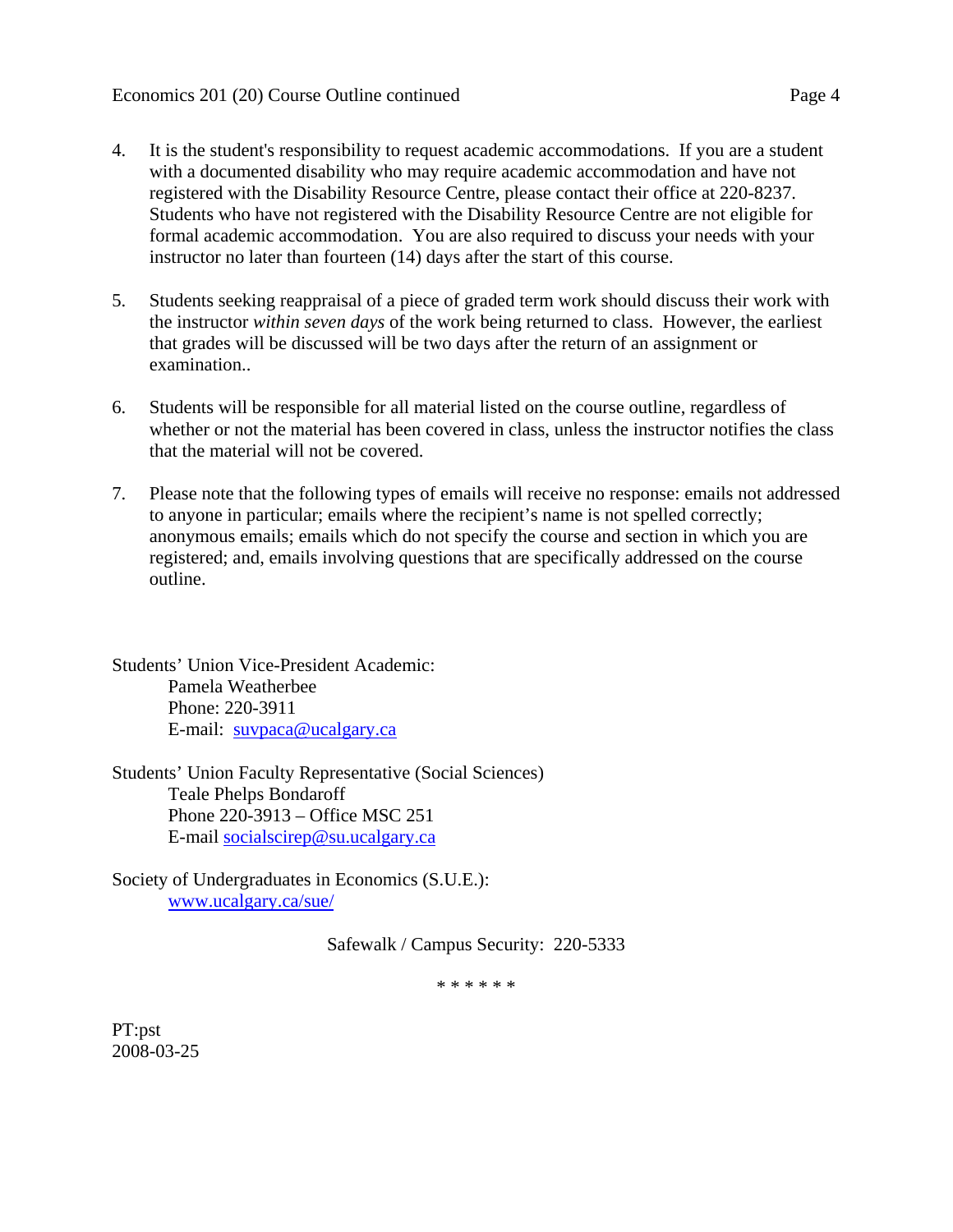4. It is the student's responsibility to request academic accommodations. If you are a student with a documented disability who may require academic accommodation and have not registered with the Disability Resource Centre, please contact their office at 220-8237. Students who have not registered with the Disability Resource Centre are not eligible for formal academic accommodation. You are also required to discuss your needs with your instructor no later than fourteen (14) days after the start of this course.

5. Students seeking reappraisal of a piece of graded term work should discuss their work with the instructor *within seven days* of the work being returned to class. However, the earliest that grades will be discussed will be two days after the return of an assignment or examination..

6. Students will be responsible for all material listed on the course outline, regardless of whether or not the material has been covered in class, unless the instructor notifies the class that the material will not be covered.

7. Please note that the following types of emails will receive no response: emails not addressed to anyone in particular; emails where the recipient's name is not spelled correctly; anonymous emails; emails which do not specify the course and section in which you are registered; and, emails involving questions that are specifically addressed on the course outline.

Students' Union Vice-President Academic:
Pamela Weatherbee
Phone: 220-3911
E-mail: suvpaca@ucalgary.ca

Students' Union Faculty Representative (Social Sciences)
Teale Phelps Bondaroff
Phone 220-3913 – Office MSC 251
E-mail socialscirep@su.ucalgary.ca

Society of Undergraduates in Economics (S.U.E.):
www.ucalgary.ca/sue/

Safewalk / Campus Security: 220-5333

\* \* \* \* \* \*

PT:pst
2008-03-25